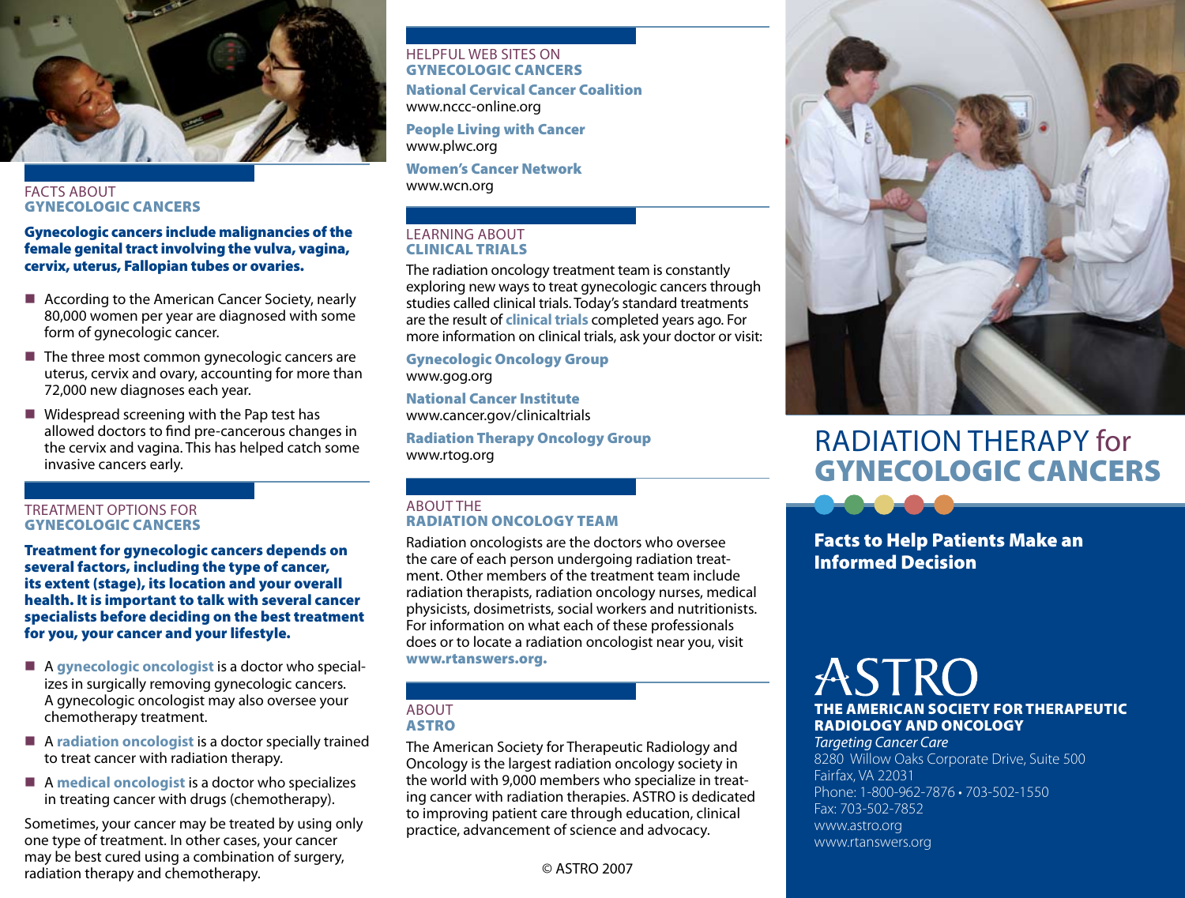## FACTS ABOUT GYNECOLOGIC CANCERS

**Gynecologic cancers include malignancies of the female genital tract involving the vulva, vagina, cervix, uterus, Fallopian tubes or ovaries.**

- According to the American Cancer Society, nearly 80,000 women per year are diagnosed with some form of gynecologic cancer.
- The three most common gynecologic cancers are uterus, cervix and ovary, accounting for more than 72,000 new diagnoses each year.
- Widespread screening with the Pap test has allowed doctors to find pre-cancerous changes in the cervix and vagina. This has helped catch some invasive cancers early.

## TREATMENT OPTIONS FOR GYNECOLOGIC CANCERS

**Treatment for gynecologic cancers depends on several factors, including the type of cancer, its extent (stage), its location and your overall health. It is important to talk with several cancer specialists before deciding on the best treatment for you, your cancer and your lifestyle.**

- A **gynecologic oncologist** is a doctor who specializes in surgically removing gynecologic cancers. A gynecologic oncologist may also oversee your chemotherapy treatment.
- A **radiation oncologist** is a doctor specially trained to treat cancer with radiation therapy.
- A **medical oncologist** is a doctor who specializes in treating cancer with drugs (chemotherapy).

Sometimes, your cancer may be treated by using only one type of treatment. In other cases, your cancer may be best cured using a combination of surgery, radiation therapy and chemotherapy.

## HELPFUL WEB SITES ON GYNECOLOGIC CANCERS

**National Cervical Cancer Coalition**
www.nccc-online.org

**People Living with Cancer**
www.plwc.org

**Women's Cancer Network**
www.wcn.org

## LEARNING ABOUT CLINICAL TRIALS

The radiation oncology treatment team is constantly exploring new ways to treat gynecologic cancers through studies called clinical trials. Today's standard treatments are the result of **clinical trials** completed years ago. For more information on clinical trials, ask your doctor or visit:

**Gynecologic Oncology Group**
www.gog.org

**National Cancer Institute**
www.cancer.gov/clinicaltrials

**Radiation Therapy Oncology Group**
www.rtog.org

## ABOUT THE RADIATION ONCOLOGY TEAM

Radiation oncologists are the doctors who oversee the care of each person undergoing radiation treatment. Other members of the treatment team include radiation therapists, radiation oncology nurses, medical physicists, dosimetrists, social workers and nutritionists. For information on what each of these professionals does or to locate a radiation oncologist near you, visit **www.rtanswers.org.**

## ABOUT ASTRO

The American Society for Therapeutic Radiology and Oncology is the largest radiation oncology society in the world with 9,000 members who specialize in treating cancer with radiation therapies. ASTRO is dedicated to improving patient care through education, clinical practice, advancement of science and advocacy.

© ASTRO 2007

# RADIATION THERAPY for GYNECOLOGIC CANCERS

**Facts to Help Patients Make an Informed Decision**

ASTRO
**THE AMERICAN SOCIETY FOR THERAPEUTIC RADIOLOGY AND ONCOLOGY**
*Targeting Cancer Care*
8280 Willow Oaks Corporate Drive, Suite 500
Fairfax, VA 22031
Phone: 1-800-962-7876 • 703-502-1550
Fax: 703-502-7852
www.astro.org
www.rtanswers.org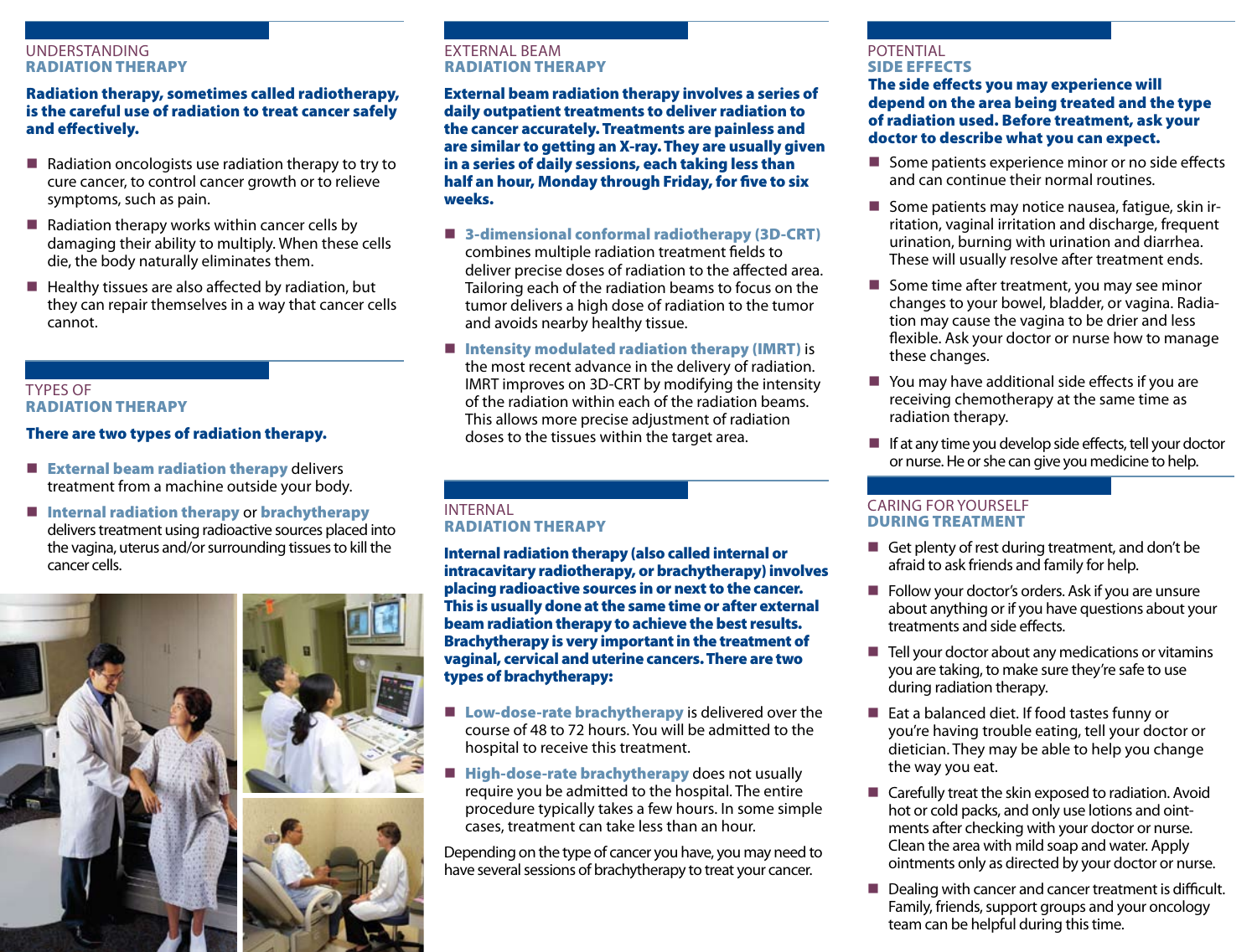## UNDERSTANDING RADIATION THERAPY

**Radiation therapy, sometimes called radiotherapy, is the careful use of radiation to treat cancer safely and effectively.**

- Radiation oncologists use radiation therapy to try to cure cancer, to control cancer growth or to relieve symptoms, such as pain.
- Radiation therapy works within cancer cells by damaging their ability to multiply. When these cells die, the body naturally eliminates them.
- Healthy tissues are also affected by radiation, but they can repair themselves in a way that cancer cells cannot.

## TYPES OF RADIATION THERAPY

**There are two types of radiation therapy.**

- **External beam radiation therapy** delivers treatment from a machine outside your body.
- **Internal radiation therapy** or **brachytherapy** delivers treatment using radioactive sources placed into the vagina, uterus and/or surrounding tissues to kill the cancer cells.

## EXTERNAL BEAM RADIATION THERAPY

**External beam radiation therapy involves a series of daily outpatient treatments to deliver radiation to the cancer accurately. Treatments are painless and are similar to getting an X-ray. They are usually given in a series of daily sessions, each taking less than half an hour, Monday through Friday, for five to six weeks.**

- **3-dimensional conformal radiotherapy (3D-CRT)** combines multiple radiation treatment fields to deliver precise doses of radiation to the affected area. Tailoring each of the radiation beams to focus on the tumor delivers a high dose of radiation to the tumor and avoids nearby healthy tissue.
- **Intensity modulated radiation therapy (IMRT)** is the most recent advance in the delivery of radiation. IMRT improves on 3D-CRT by modifying the intensity of the radiation within each of the radiation beams. This allows more precise adjustment of radiation doses to the tissues within the target area.

## INTERNAL RADIATION THERAPY

**Internal radiation therapy (also called internal or intracavitary radiotherapy, or brachytherapy) involves placing radioactive sources in or next to the cancer. This is usually done at the same time or after external beam radiation therapy to achieve the best results. Brachytherapy is very important in the treatment of vaginal, cervical and uterine cancers. There are two types of brachytherapy:**

- **Low-dose-rate brachytherapy** is delivered over the course of 48 to 72 hours. You will be admitted to the hospital to receive this treatment.
- **High-dose-rate brachytherapy** does not usually require you be admitted to the hospital. The entire procedure typically takes a few hours. In some simple cases, treatment can take less than an hour.

Depending on the type of cancer you have, you may need to have several sessions of brachytherapy to treat your cancer.

## POTENTIAL SIDE EFFECTS

**The side effects you may experience will depend on the area being treated and the type of radiation used. Before treatment, ask your doctor to describe what you can expect.**

- Some patients experience minor or no side effects and can continue their normal routines.
- Some patients may notice nausea, fatigue, skin irritation, vaginal irritation and discharge, frequent urination, burning with urination and diarrhea. These will usually resolve after treatment ends.
- Some time after treatment, you may see minor changes to your bowel, bladder, or vagina. Radiation may cause the vagina to be drier and less flexible. Ask your doctor or nurse how to manage these changes.
- You may have additional side effects if you are receiving chemotherapy at the same time as radiation therapy.
- If at any time you develop side effects, tell your doctor or nurse. He or she can give you medicine to help.

## CARING FOR YOURSELF DURING TREATMENT

- Get plenty of rest during treatment, and don't be afraid to ask friends and family for help.
- Follow your doctor's orders. Ask if you are unsure about anything or if you have questions about your treatments and side effects.
- Tell your doctor about any medications or vitamins you are taking, to make sure they're safe to use during radiation therapy.
- Eat a balanced diet. If food tastes funny or you're having trouble eating, tell your doctor or dietician. They may be able to help you change the way you eat.
- Carefully treat the skin exposed to radiation. Avoid hot or cold packs, and only use lotions and ointments after checking with your doctor or nurse. Clean the area with mild soap and water. Apply ointments only as directed by your doctor or nurse.
- Dealing with cancer and cancer treatment is difficult. Family, friends, support groups and your oncology team can be helpful during this time.